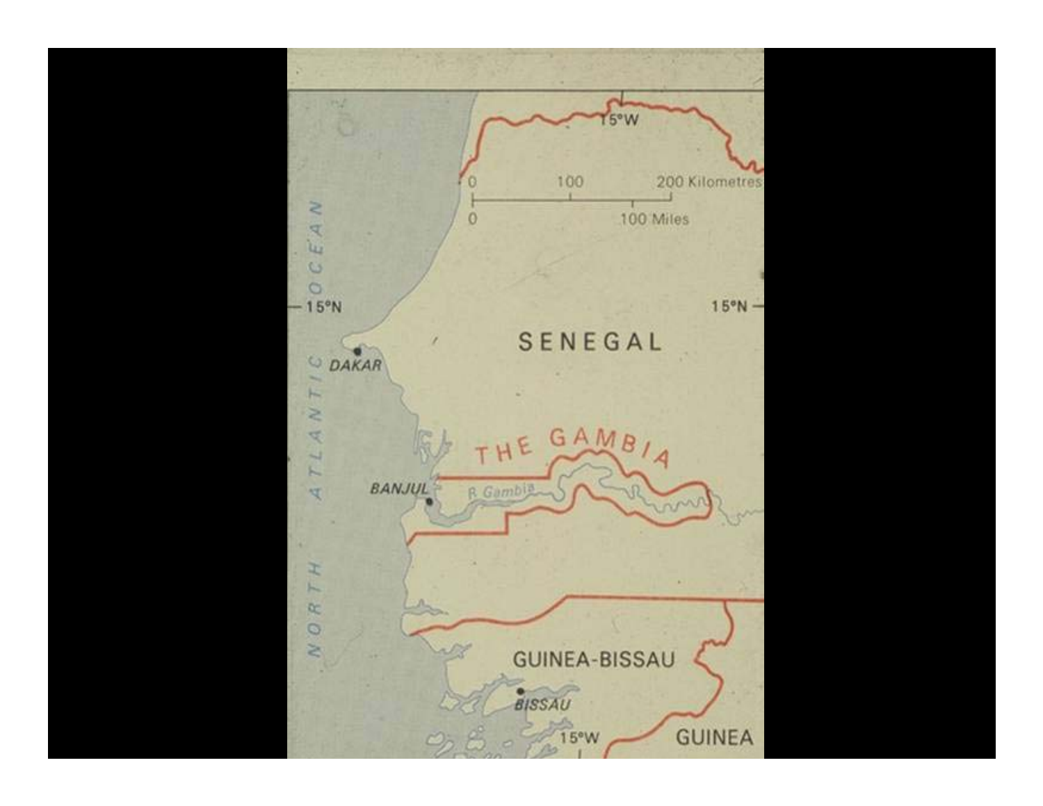15°W

0 100 200 Kilometres

0 100 Miles

15°N

15°N

NORTH ATLANTIC OCEAN

SENEGAL

DAKAR

THE GAMBIA

BANJUL

R. Gambia

GUINEA-BISSAU

BISSAU

15°W

GUINEA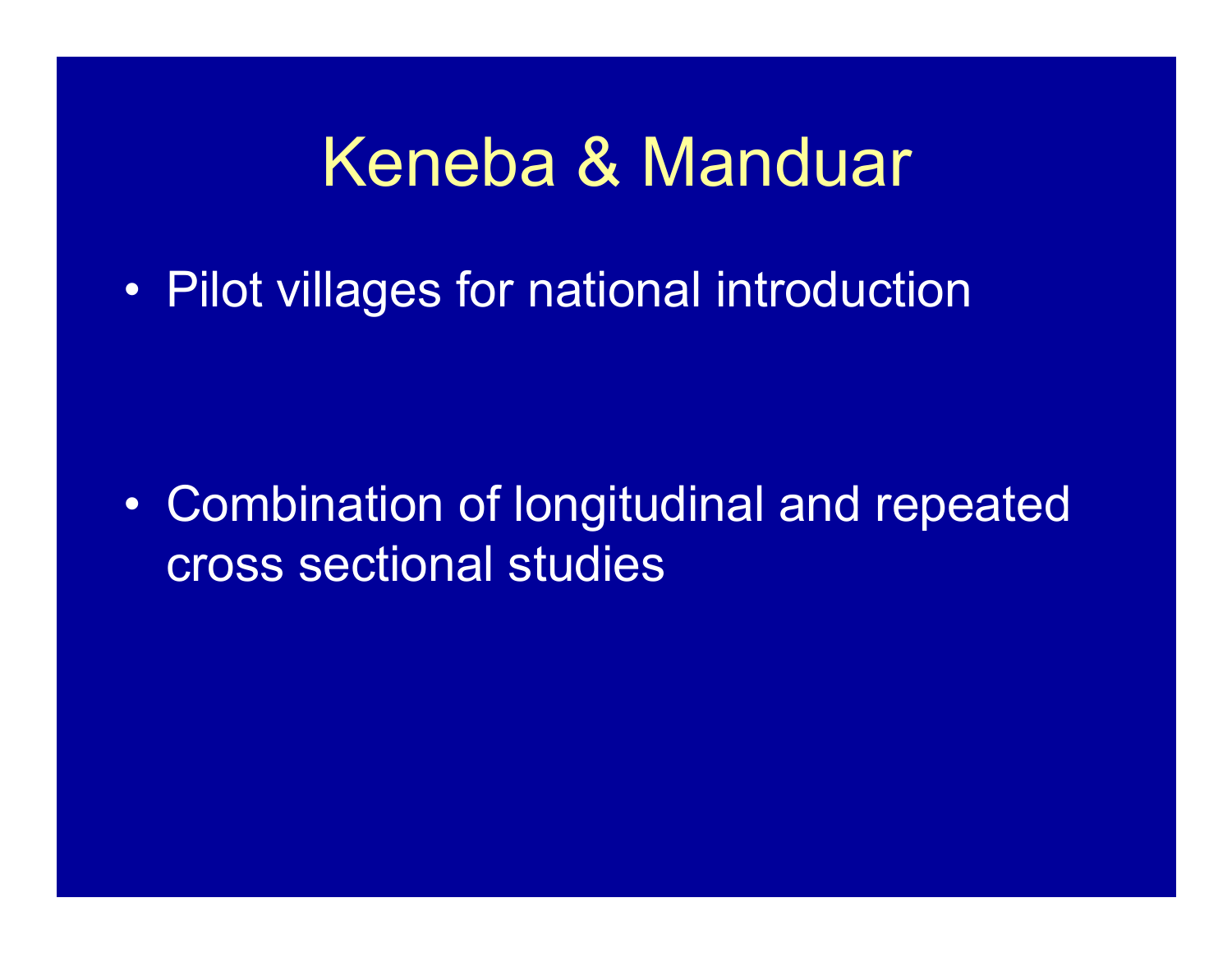# Keneba & Manduar

- Pilot villages for national introduction

- Combination of longitudinal and repeated cross sectional studies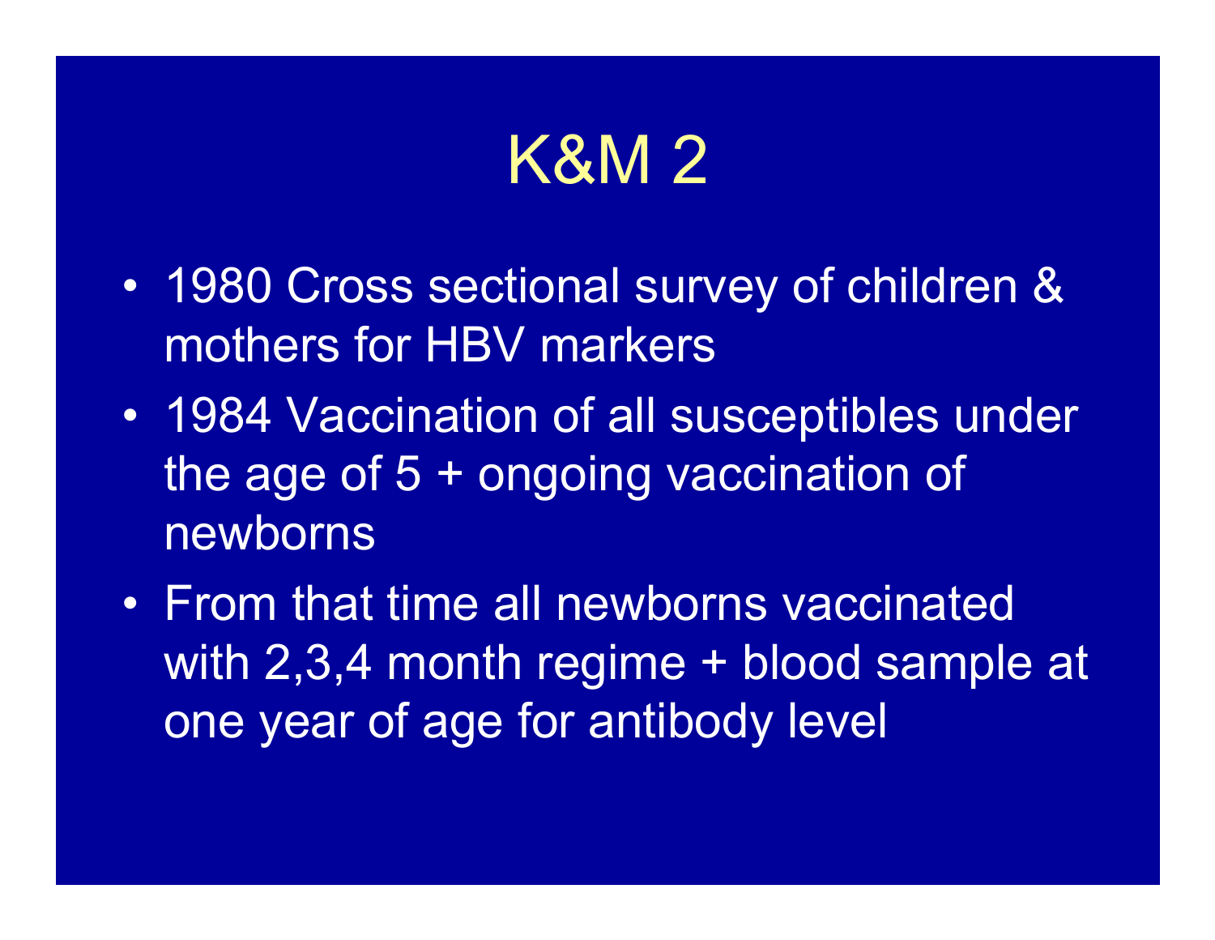# K&M 2

- 1980 Cross sectional survey of children & mothers for HBV markers
- 1984 Vaccination of all susceptibles under the age of 5 + ongoing vaccination of newborns
- From that time all newborns vaccinated with 2,3,4 month regime + blood sample at one year of age for antibody level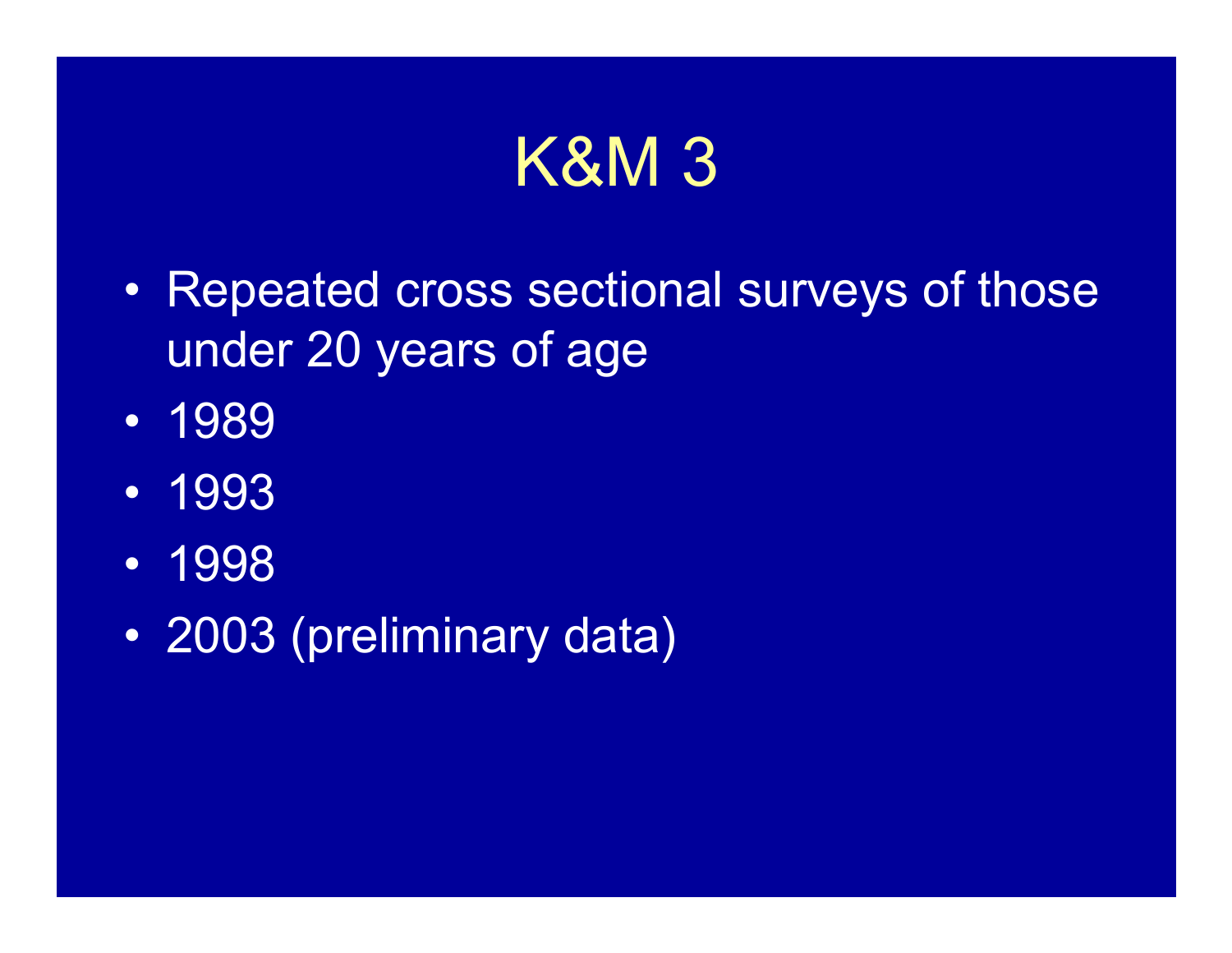# K&M 3

- Repeated cross sectional surveys of those under 20 years of age
- 1989
- 1993
- 1998
- 2003 (preliminary data)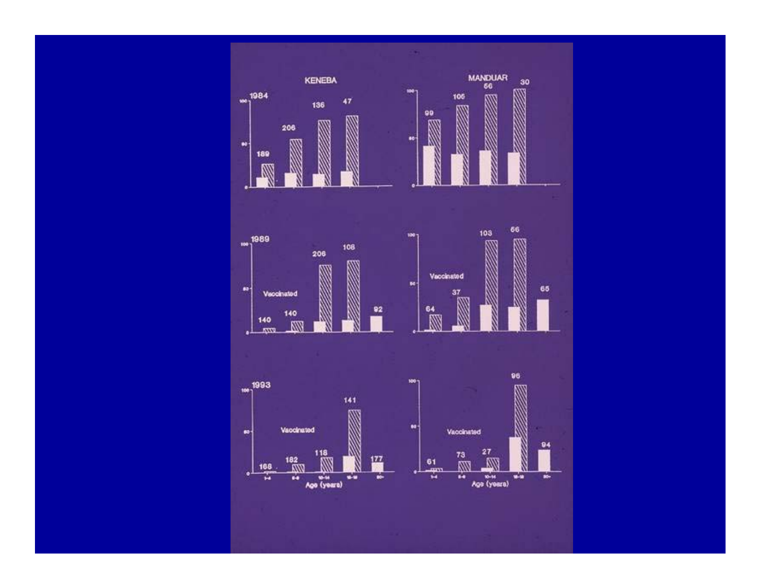**KENEBA** | **MANDUAR**

**1984**

KENEBA: 189, 206, 136, 47

MANDUAR: 99, 105, 66, 30

**1989**

KENEBA: Vaccinated; 140, 140, 206, 108, 92

MANDUAR: Vaccinated; 64, 37, 103, 66, 65

**1993**

KENEBA: Vaccinated; 168, 182, 118, 141, 177

MANDUAR: Vaccinated; 61, 73, 27, 96, 94

Age (years): 1-4, 5-9, 10-14, 15-19, 20+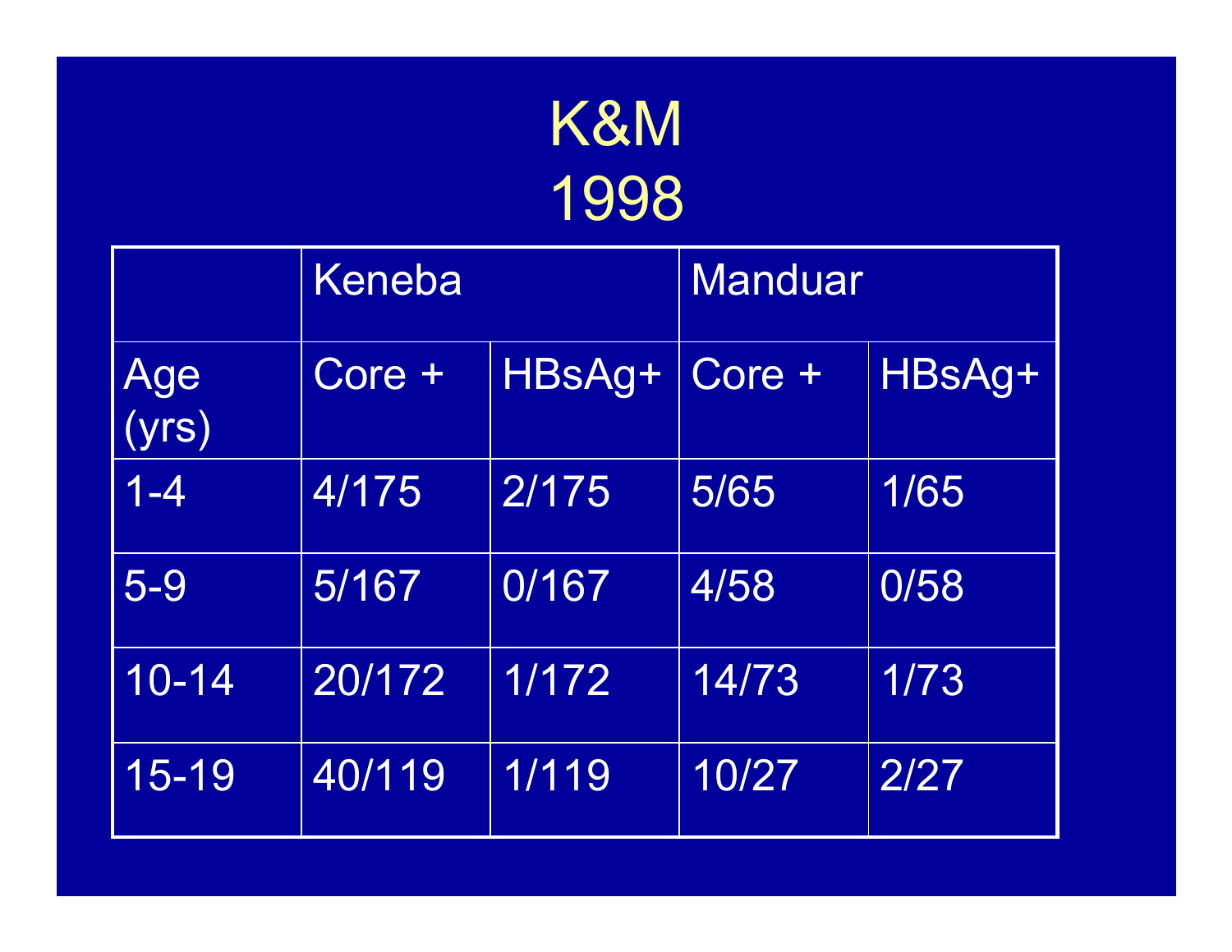# K&M
# 1998

| | Keneba | | Manduar | |
|---|---|---|---|---|
| Age (yrs) | Core + | HBsAg+ | Core + | HBsAg+ |
| 1-4 | 4/175 | 2/175 | 5/65 | 1/65 |
| 5-9 | 5/167 | 0/167 | 4/58 | 0/58 |
| 10-14 | 20/172 | 1/172 | 14/73 | 1/73 |
| 15-19 | 40/119 | 1/119 | 10/27 | 2/27 |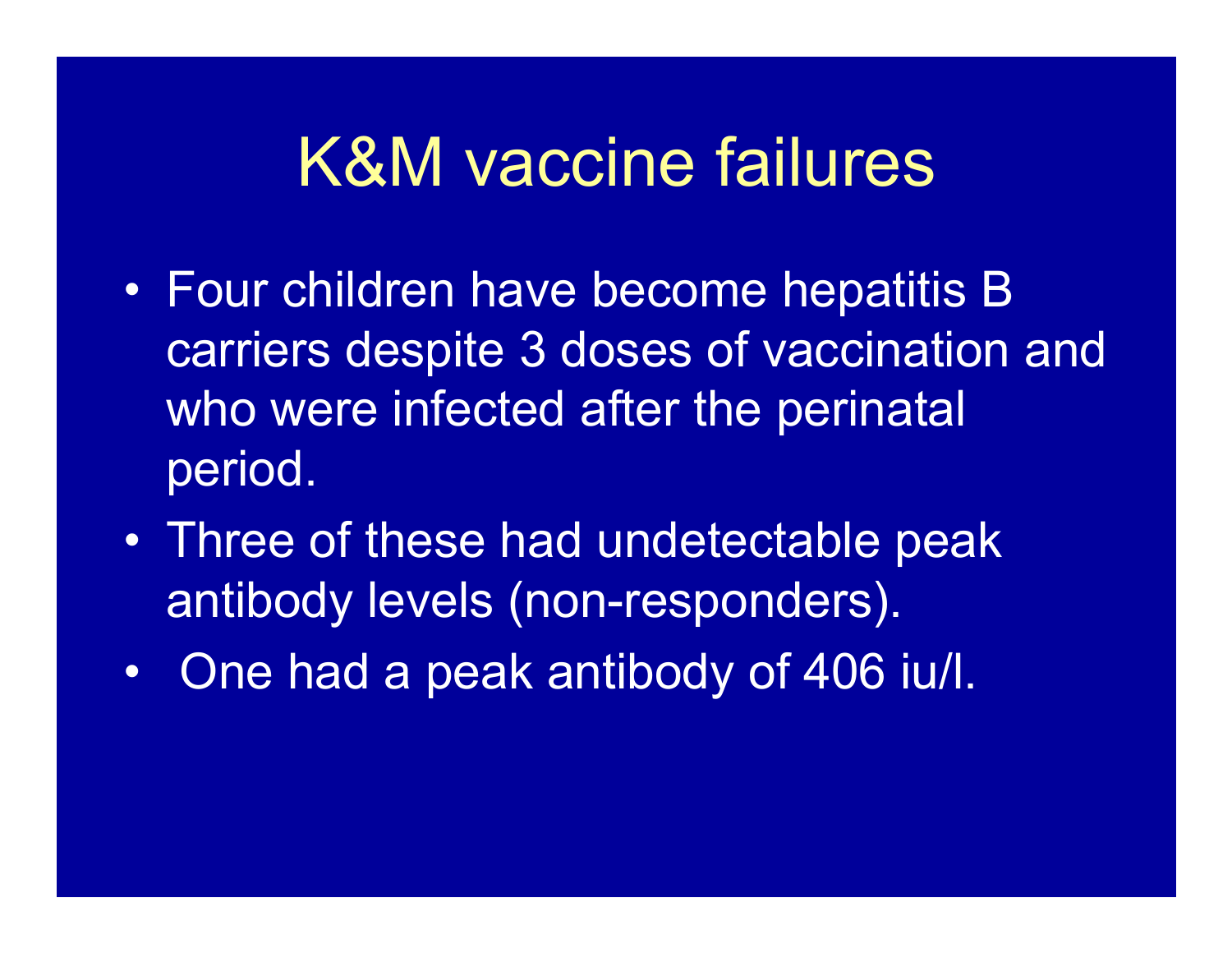# K&M vaccine failures

- Four children have become hepatitis B carriers despite 3 doses of vaccination and who were infected after the perinatal period.
- Three of these had undetectable peak antibody levels (non-responders).
- One had a peak antibody of 406 iu/l.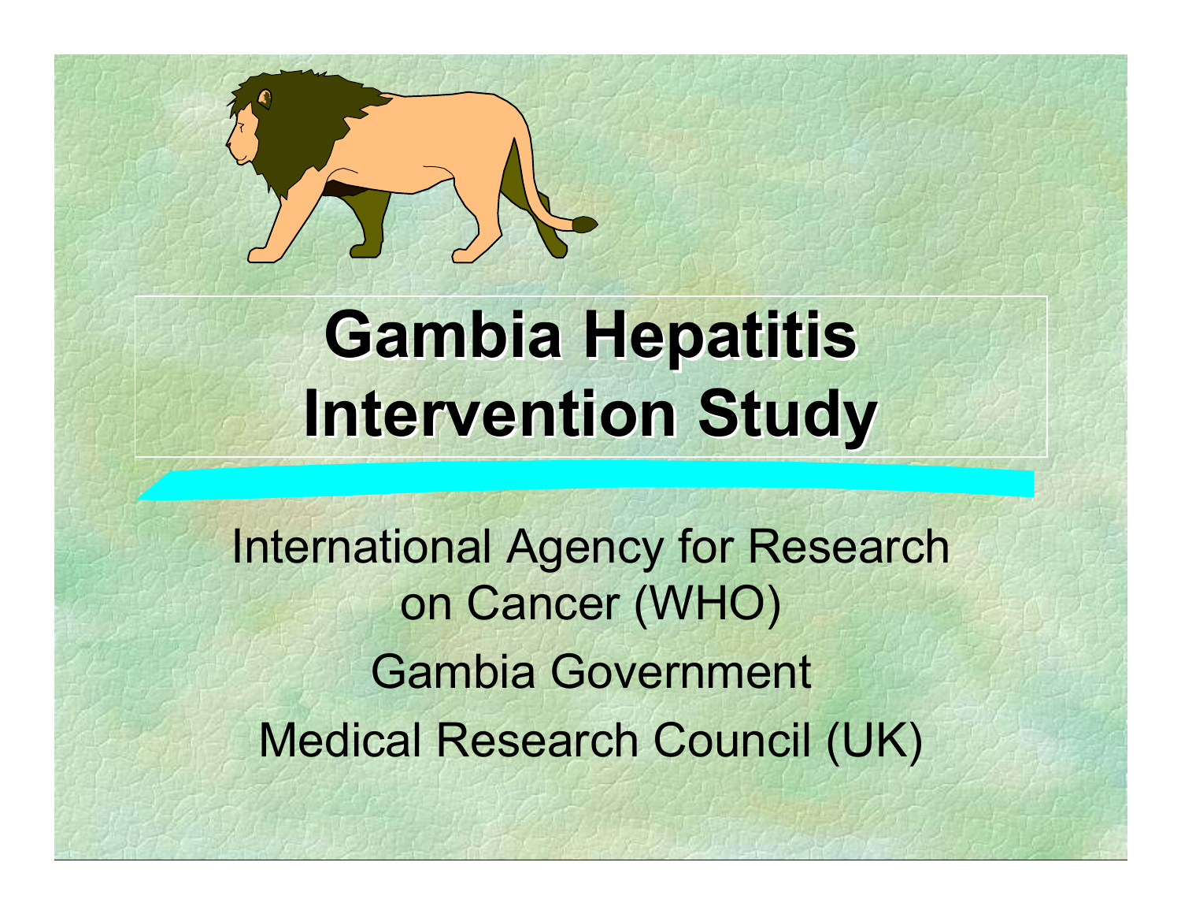# Gambia Hepatitis Intervention Study

International Agency for Research on Cancer (WHO)

Gambia Government

Medical Research Council (UK)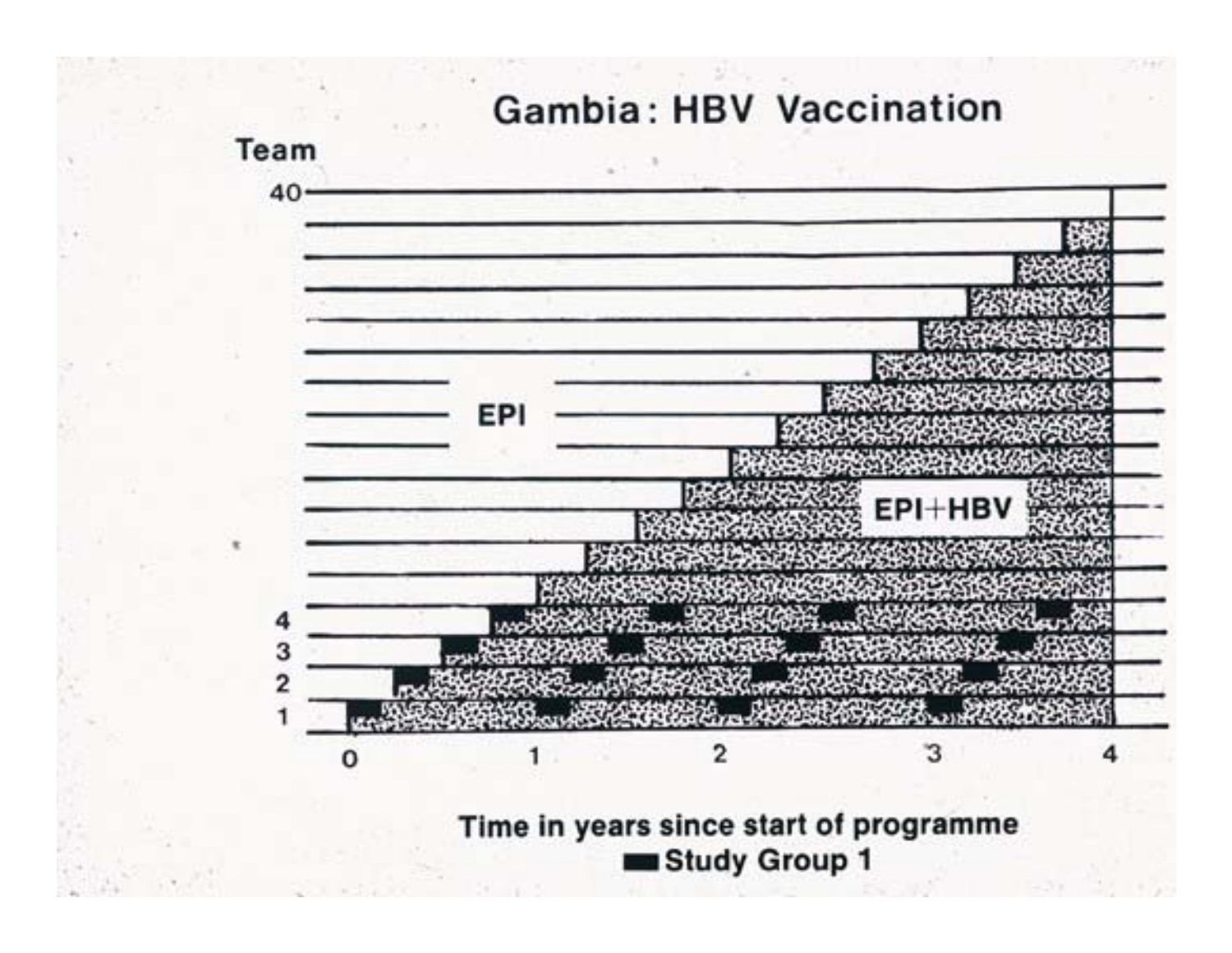# Gambia: HBV Vaccination

Team

40

EPI

EPI+HBV

4
3
2
1

0 1 2 3 4

Time in years since start of programme

■ Study Group 1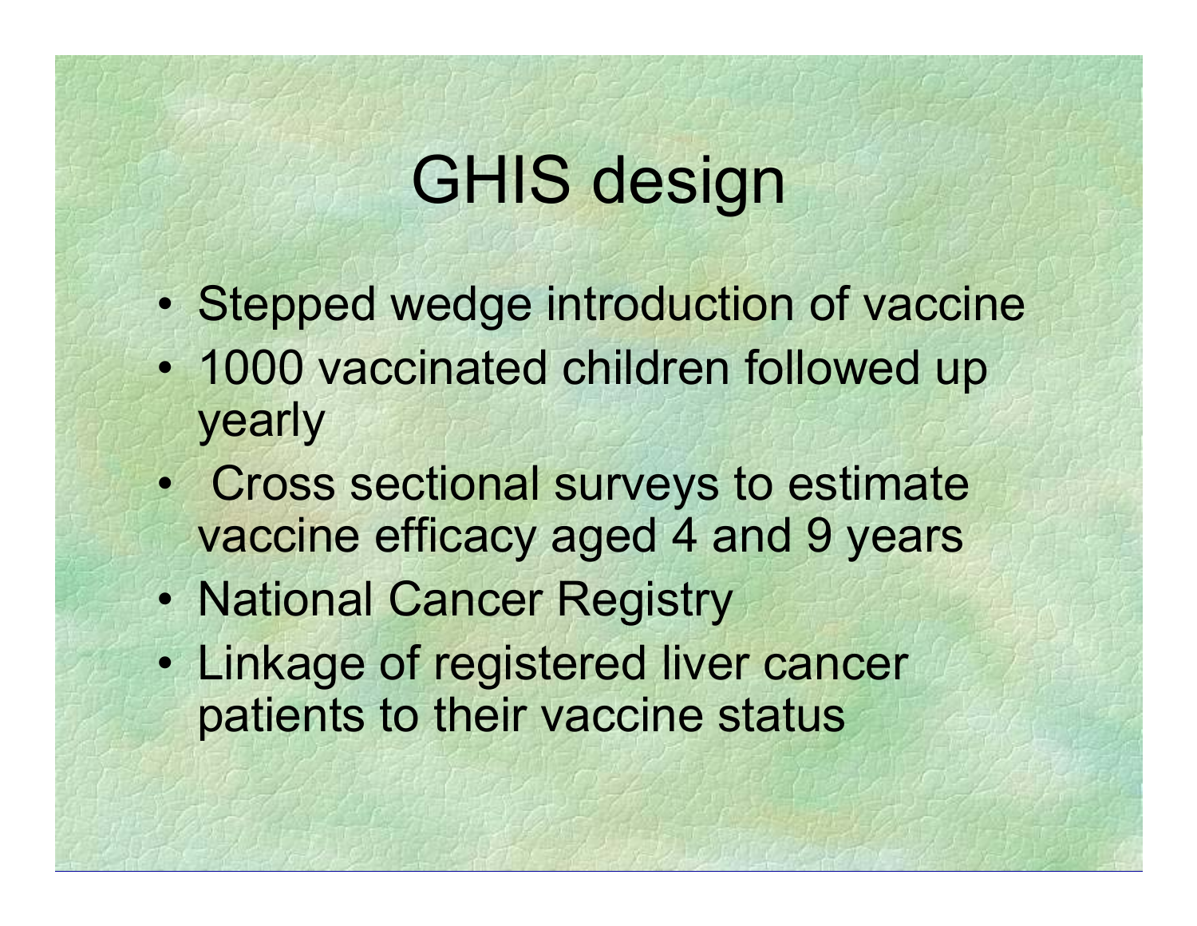# GHIS design

- Stepped wedge introduction of vaccine
- 1000 vaccinated children followed up yearly
- Cross sectional surveys to estimate vaccine efficacy aged 4 and 9 years
- National Cancer Registry
- Linkage of registered liver cancer patients to their vaccine status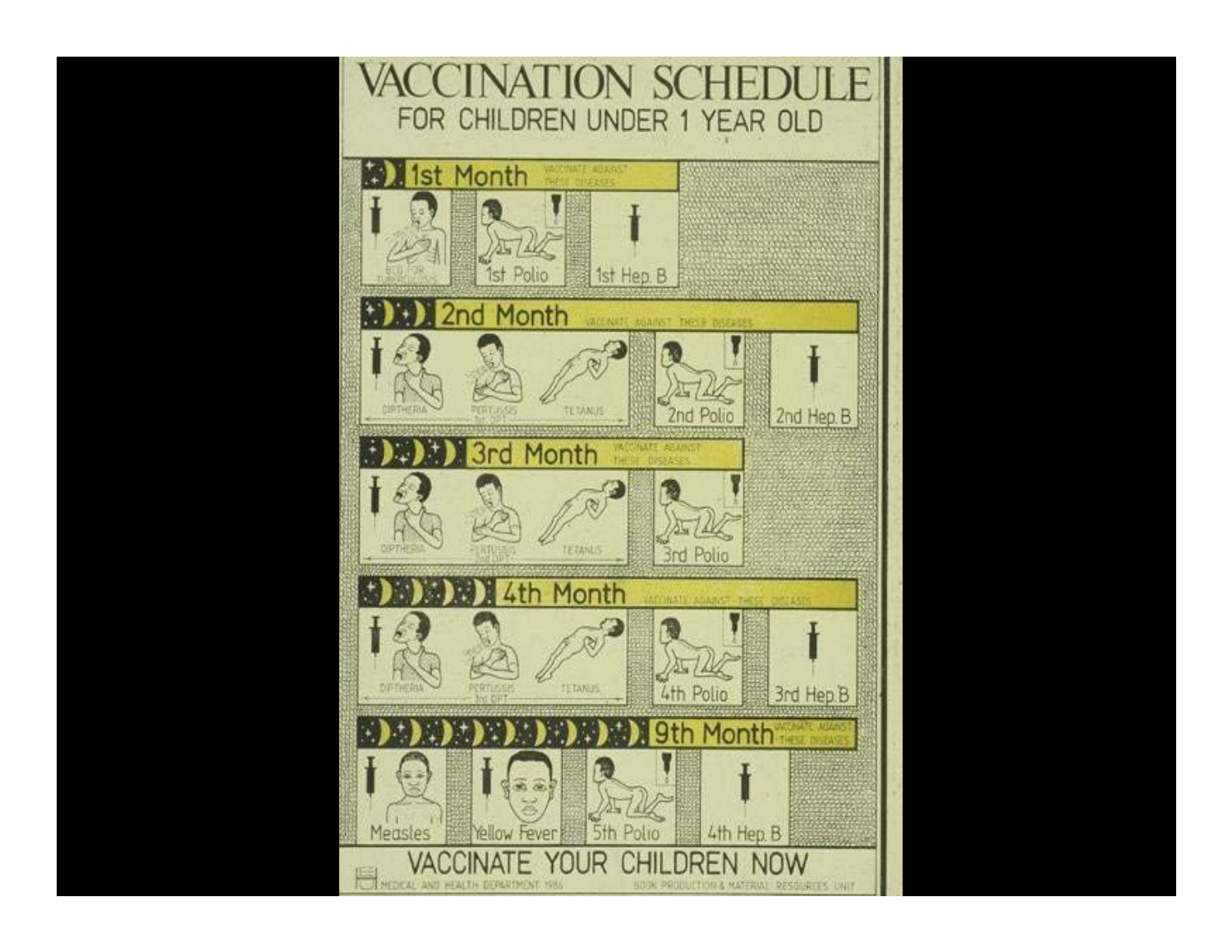# VACCINATION SCHEDULE

## FOR CHILDREN UNDER 1 YEAR OLD

### 1st Month

VACCINATE AGAINST THESE DISEASES

- BCG FOR TUBERCULOSIS
- 1st Polio
- 1st Hep. B

### 2nd Month

VACCINATE AGAINST THESE DISEASES

- DIPTHERIA, PERTUSSIS, TETANUS (1st DPT)
- 2nd Polio
- 2nd Hep. B

### 3rd Month

VACCINATE AGAINST THESE DISEASES

- DIPTHERIA, PERTUSSIS, TETANUS (2nd DPT)
- 3rd Polio

### 4th Month

VACCINATE AGAINST THESE DISEASES

- DIPTHERIA, PERTUSSIS, TETANUS (3rd DPT)
- 4th Polio
- 3rd Hep. B

### 9th Month

VACCINATE AGAINST THESE DISEASES

- Measles
- Yellow Fever
- 5th Polio
- 4th Hep. B

## VACCINATE YOUR CHILDREN NOW

MEDICAL AND HEALTH DEPARTMENT 1986 — BOOK PRODUCTION & MATERIAL RESOURCES UNIT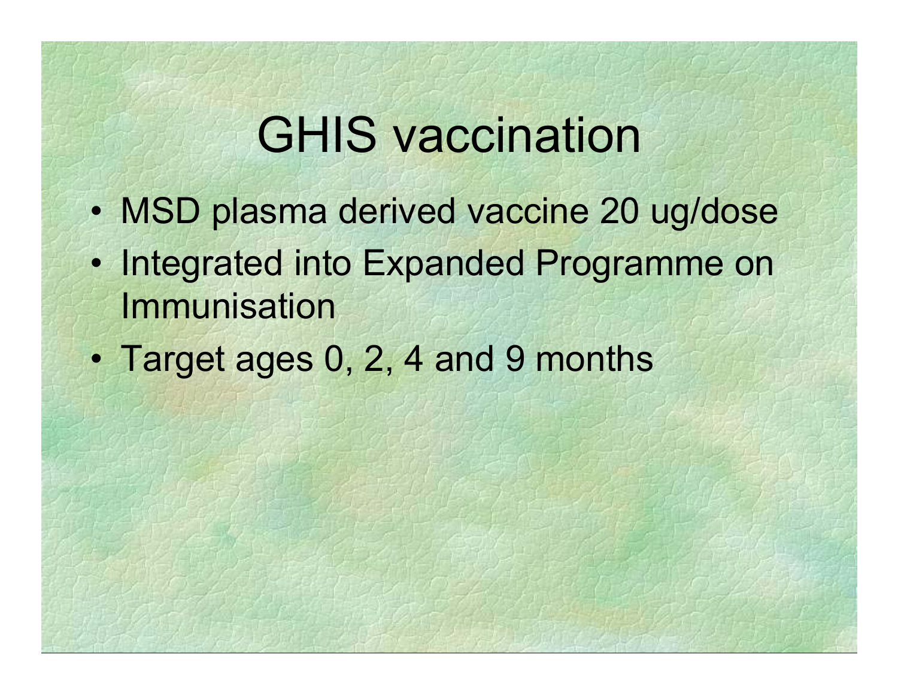# GHIS vaccination

- MSD plasma derived vaccine 20 ug/dose
- Integrated into Expanded Programme on Immunisation
- Target ages 0, 2, 4 and 9 months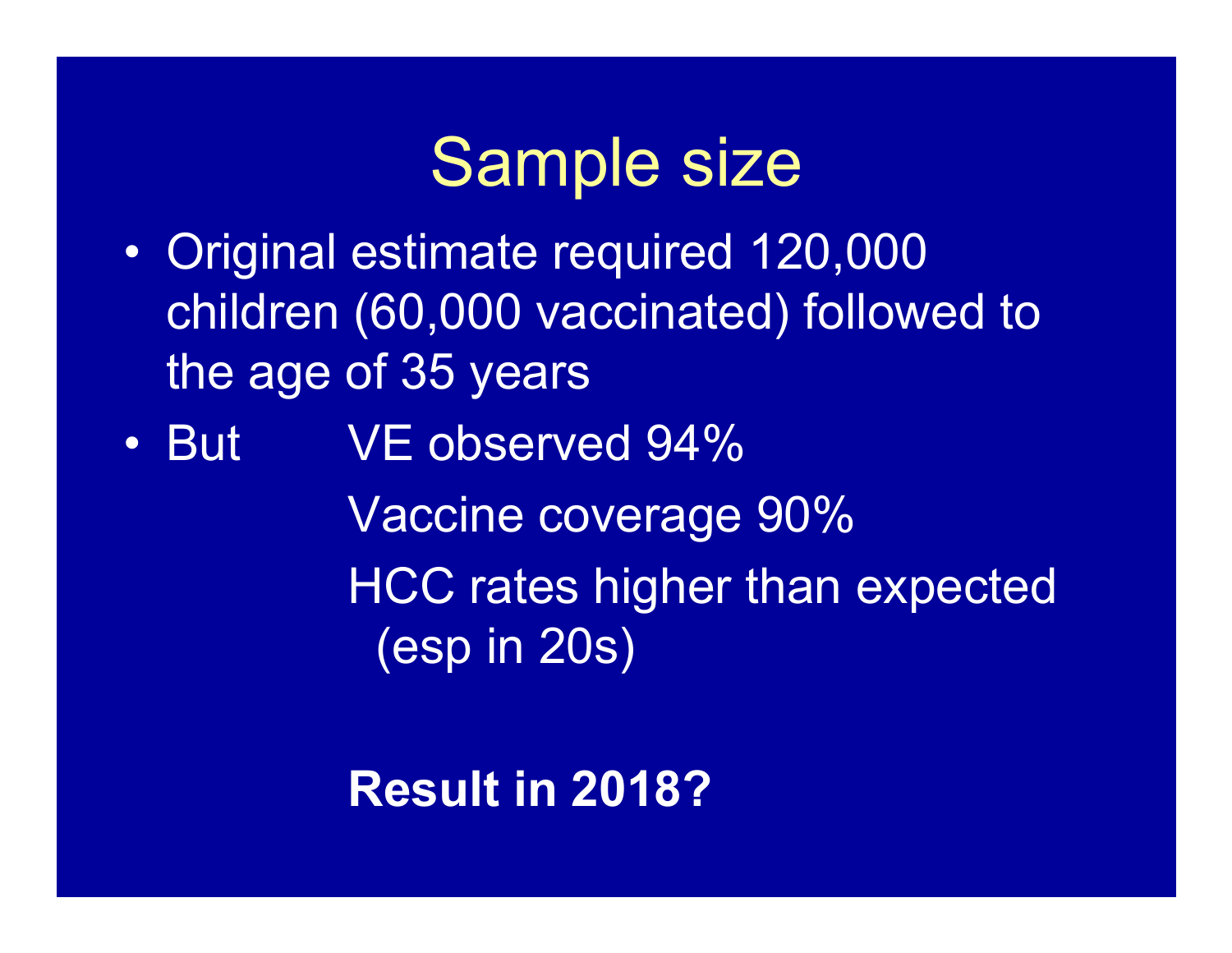# Sample size

- Original estimate required 120,000 children (60,000 vaccinated) followed to the age of 35 years
- But VE observed 94%

  Vaccine coverage 90%

  HCC rates higher than expected (esp in 20s)

**Result in 2018?**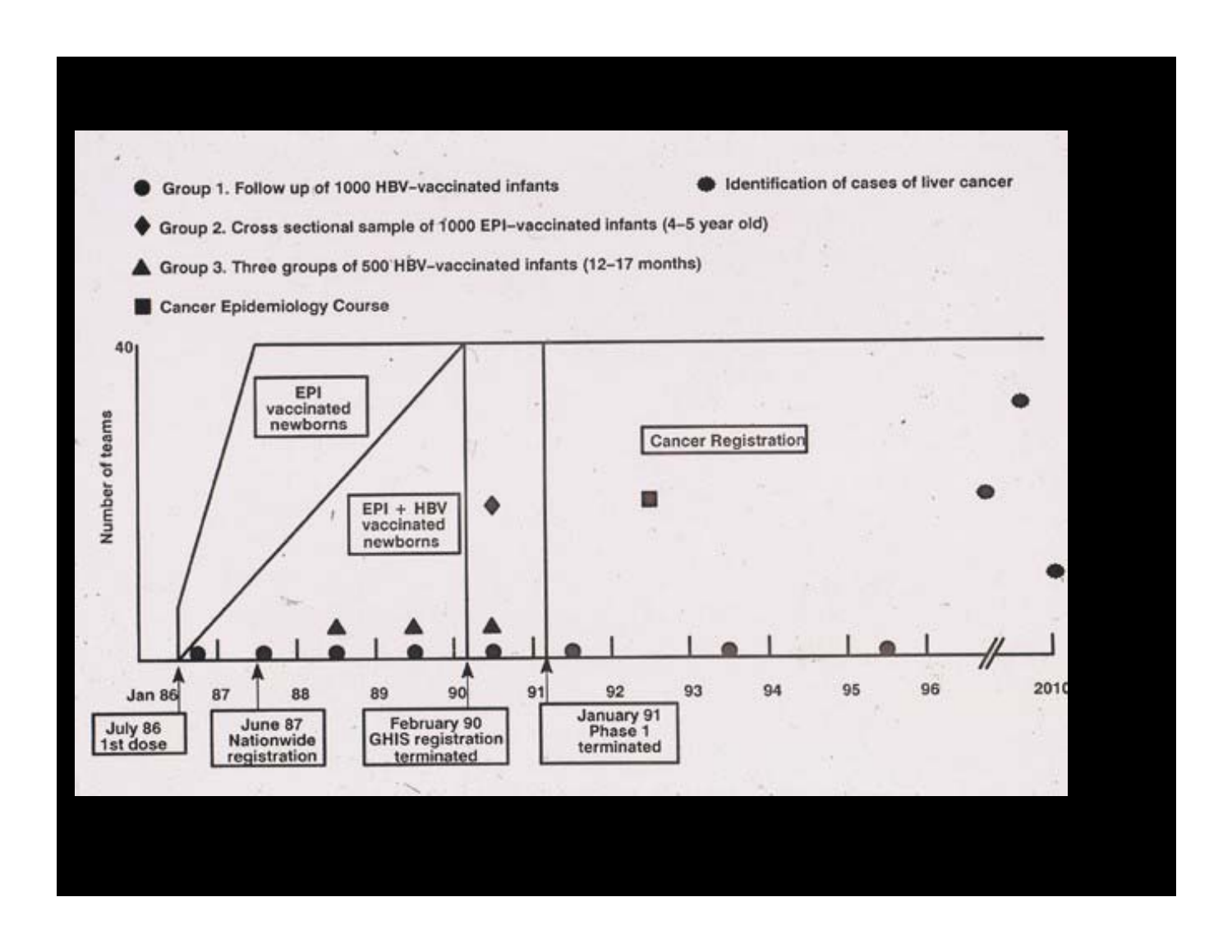● Group 1. Follow up of 1000 HBV-vaccinated infants

● Identification of cases of liver cancer

◆ Group 2. Cross sectional sample of 1000 EPI-vaccinated infants (4–5 year old)

▲ Group 3. Three groups of 500 HBV-vaccinated infants (12–17 months)

■ Cancer Epidemiology Course

Number of teams

40

EPI vaccinated newborns

EPI + HBV vaccinated newborns

Cancer Registration

Jan 86 | 87 | 88 | 89 | 90 | 91 | 92 | 93 | 94 | 95 | 96 | 2010

July 86 1st dose

June 87 Nationwide registration

February 90 GHIS registration terminated

January 91 Phase 1 terminated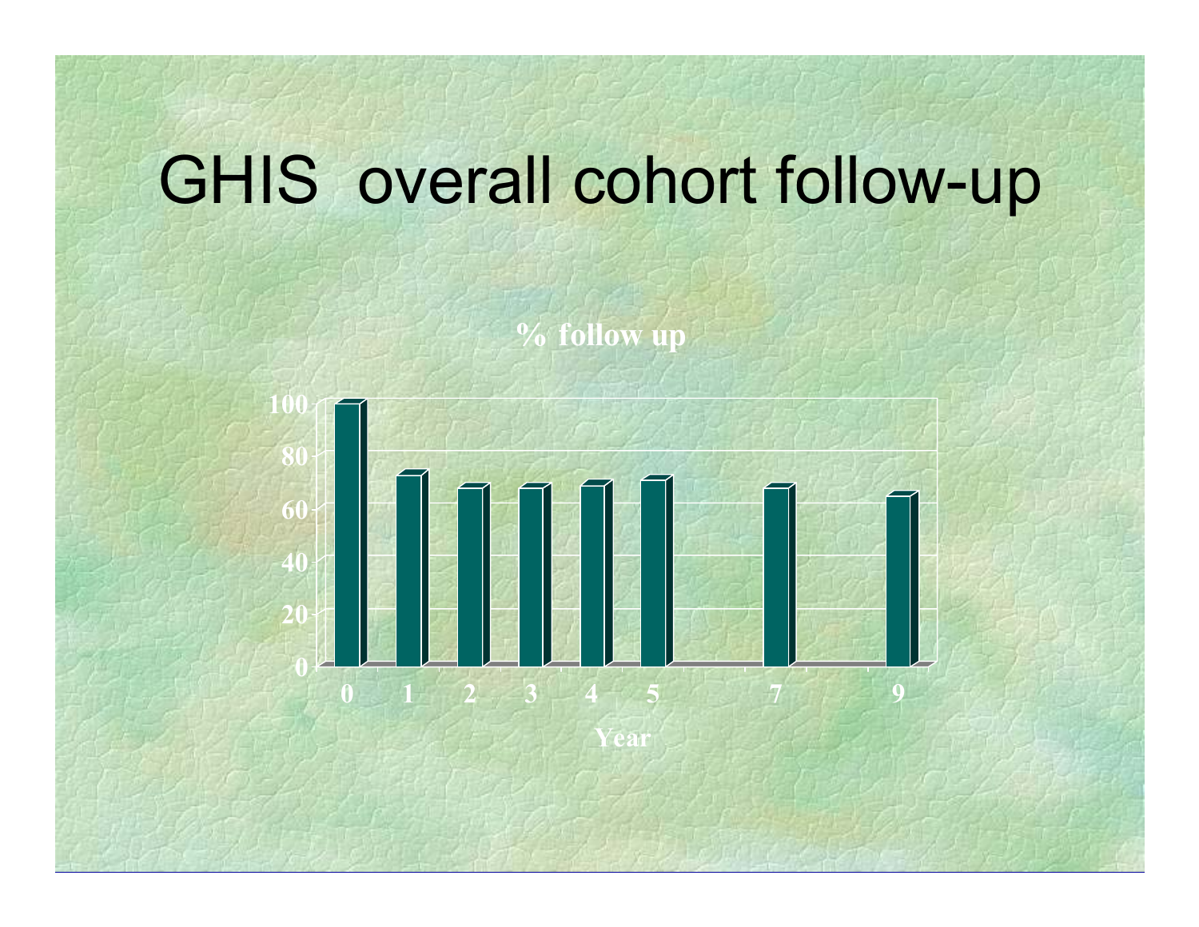# GHIS overall cohort follow-up

% follow up

| Year | % follow up |
|---|---|
| 0 | 100 |
| 1 | 72 |
| 2 | 67 |
| 3 | 67 |
| 4 | 68 |
| 5 | 70 |
| 7 | 67 |
| 9 | 64 |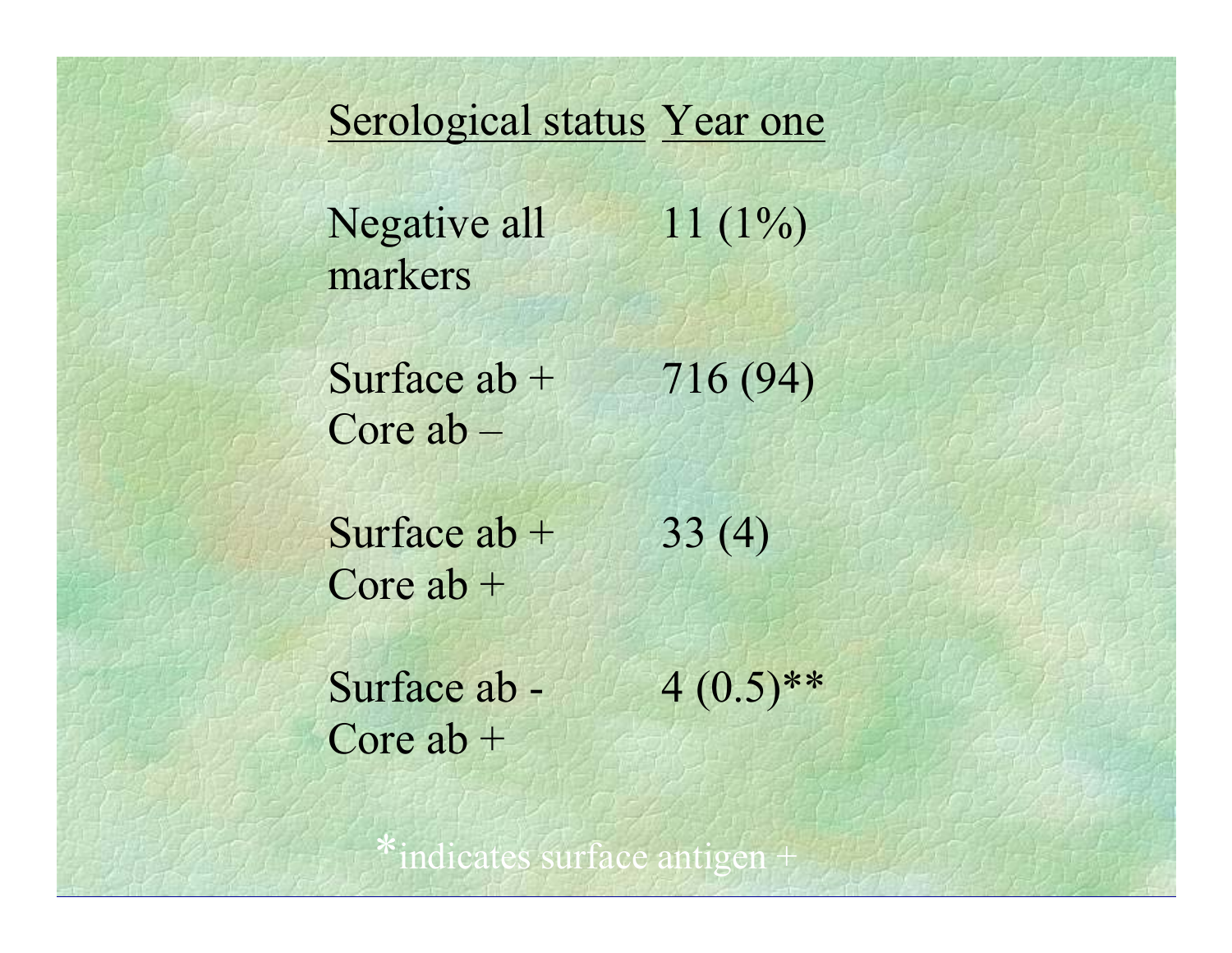| Serological status | Year one |
| --- | --- |
| Negative all markers | 11 (1%) |
| Surface ab + Core ab – | 716 (94) |
| Surface ab + Core ab + | 33 (4) |
| Surface ab - Core ab + | 4 (0.5)** |

*indicates surface antigen +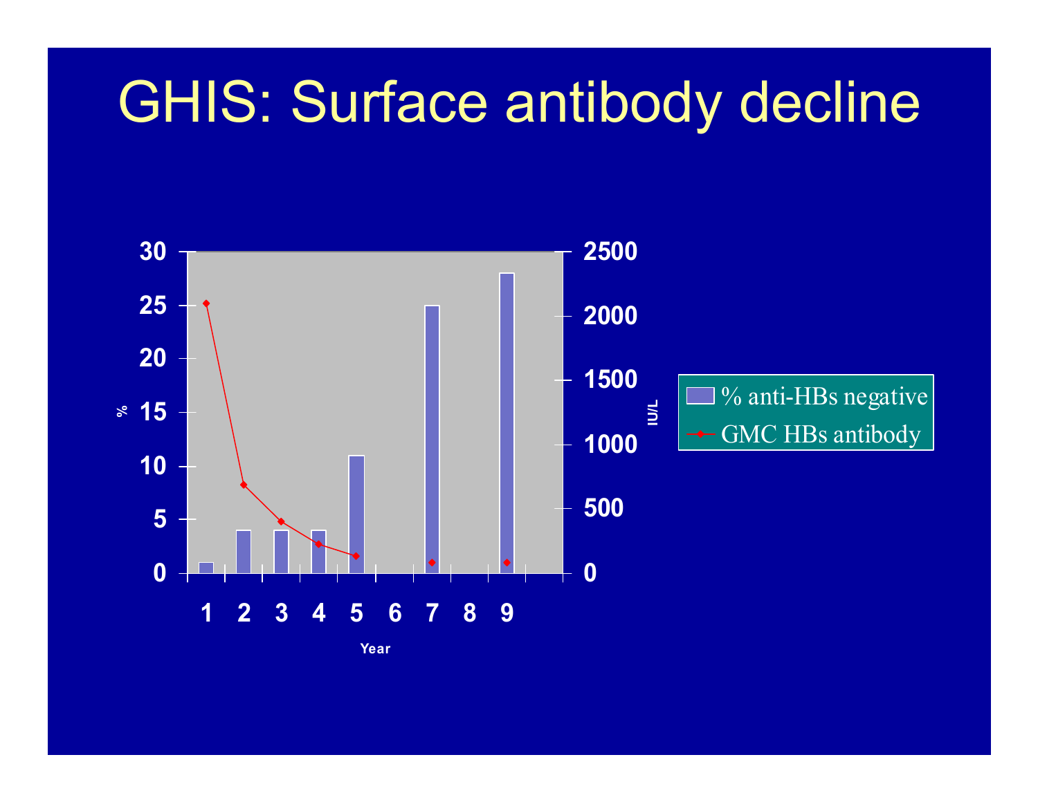# GHIS: Surface antibody decline

% anti-HBs negative

GMC HBs antibody

| Year | 1 | 2 | 3 | 4 | 5 | 6 | 7 | 8 | 9 |
|---|---|---|---|---|---|---|---|---|---|
| % | 1 | 4 | 4 | 4 | 11 | | 25 | | 28 |

Left axis: % (0–30); Right axis: IU/L (0–2500); X axis: Year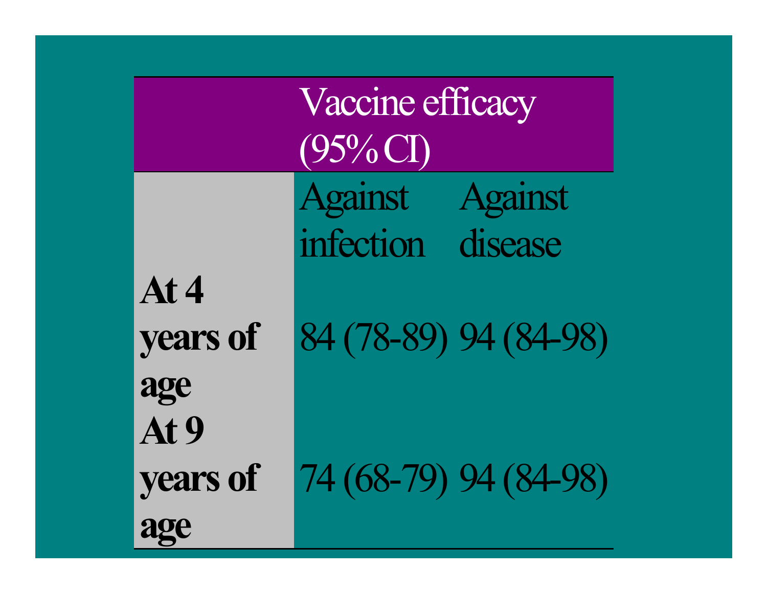| | Vaccine efficacy (95% CI) | |
|---|---|---|
| | Against infection | Against disease |
| **At 4 years of age** | 84 (78-89) | 94 (84-98) |
| **At 9 years of age** | 74 (68-79) | 94 (84-98) |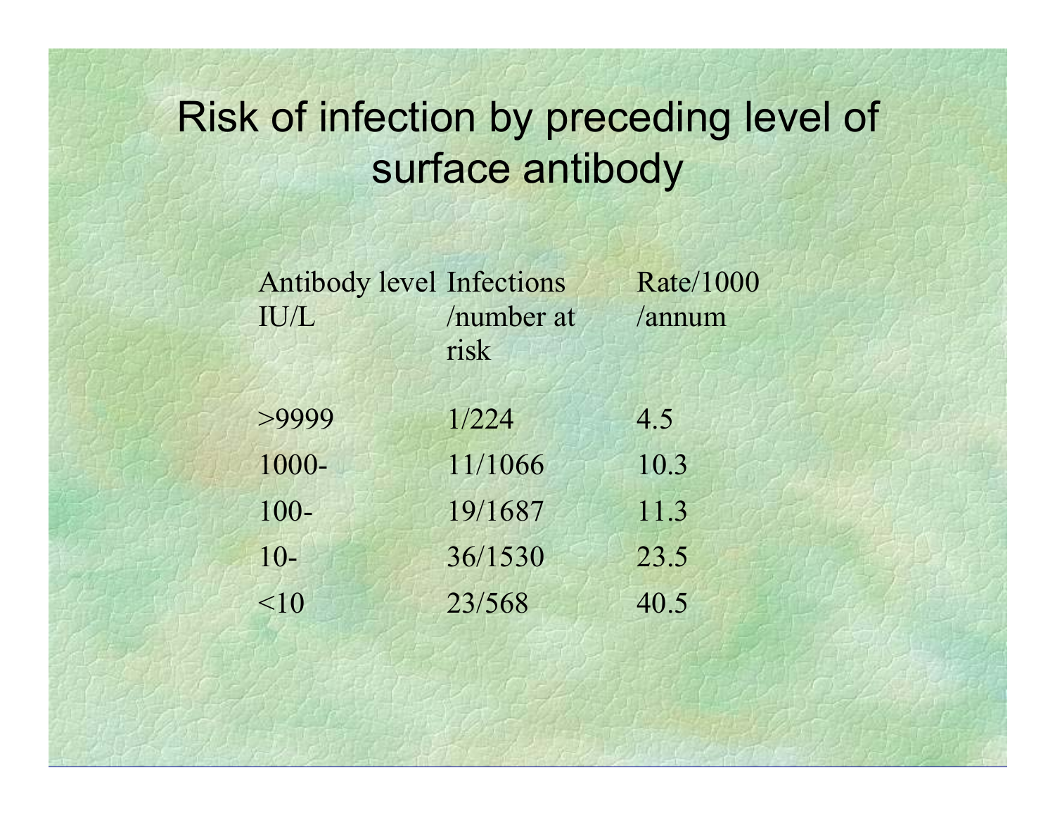# Risk of infection by preceding level of surface antibody

| Antibody level IU/L | Infections /number at risk | Rate/1000 /annum |
|---|---|---|
| >9999 | 1/224 | 4.5 |
| 1000- | 11/1066 | 10.3 |
| 100- | 19/1687 | 11.3 |
| 10- | 36/1530 | 23.5 |
| <10 | 23/568 | 40.5 |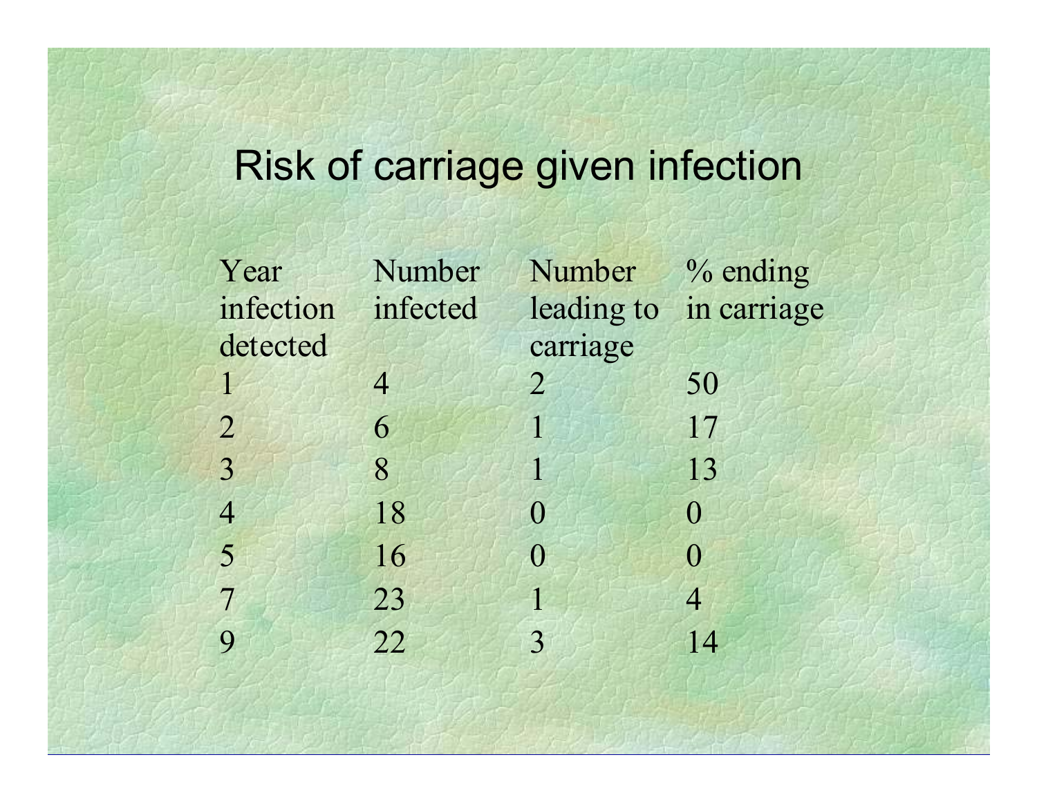# Risk of carriage given infection

| Year infection detected | Number infected | Number leading to carriage | % ending in carriage |
|---|---|---|---|
| 1 | 4 | 2 | 50 |
| 2 | 6 | 1 | 17 |
| 3 | 8 | 1 | 13 |
| 4 | 18 | 0 | 0 |
| 5 | 16 | 0 | 0 |
| 7 | 23 | 1 | 4 |
| 9 | 22 | 3 | 14 |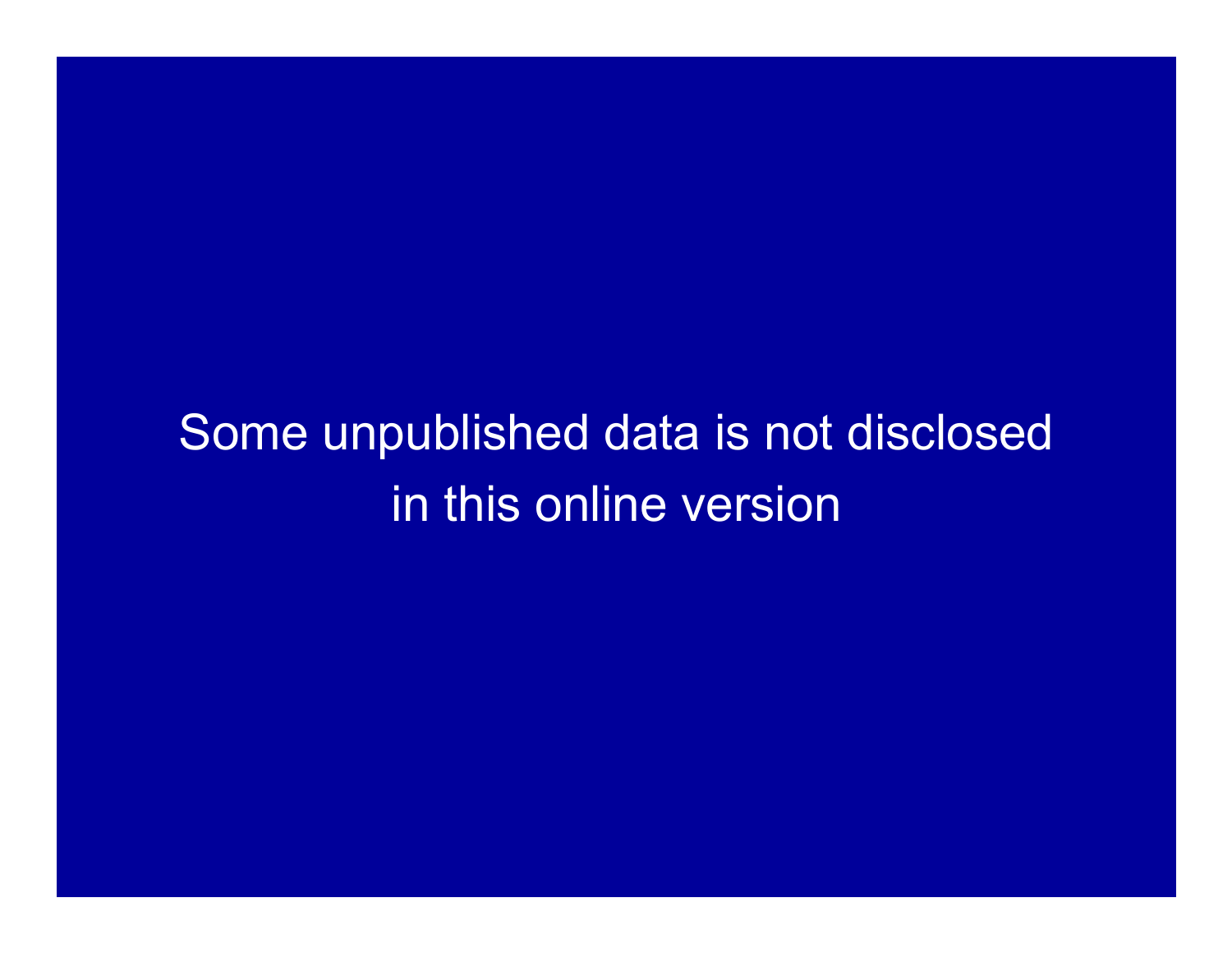Some unpublished data is not disclosed in this online version